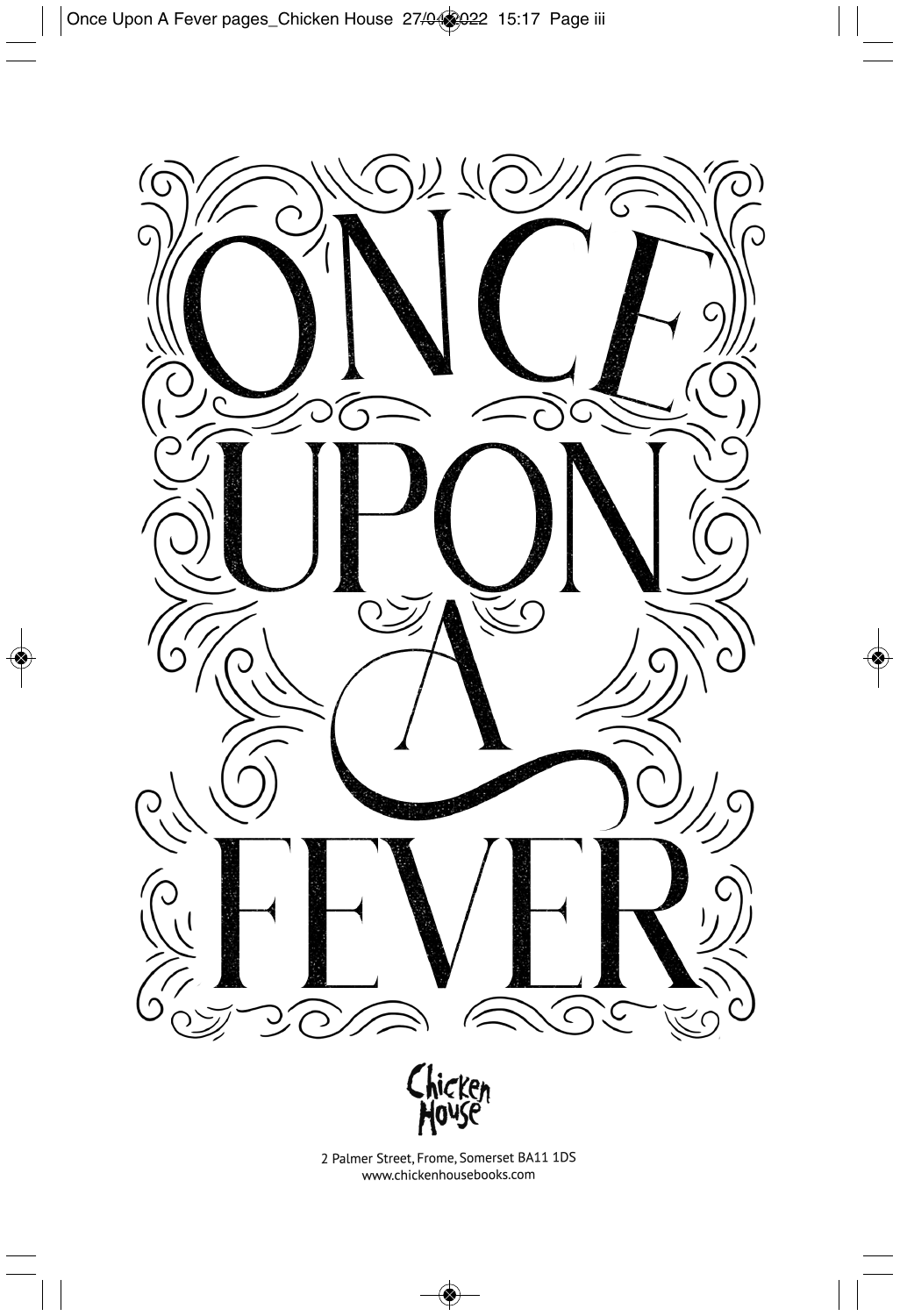# ONCE UPON A FEVER

Chicken House

2 Palmer Street, Frome, Somerset BA11 1DS
www.chickenhousebooks.com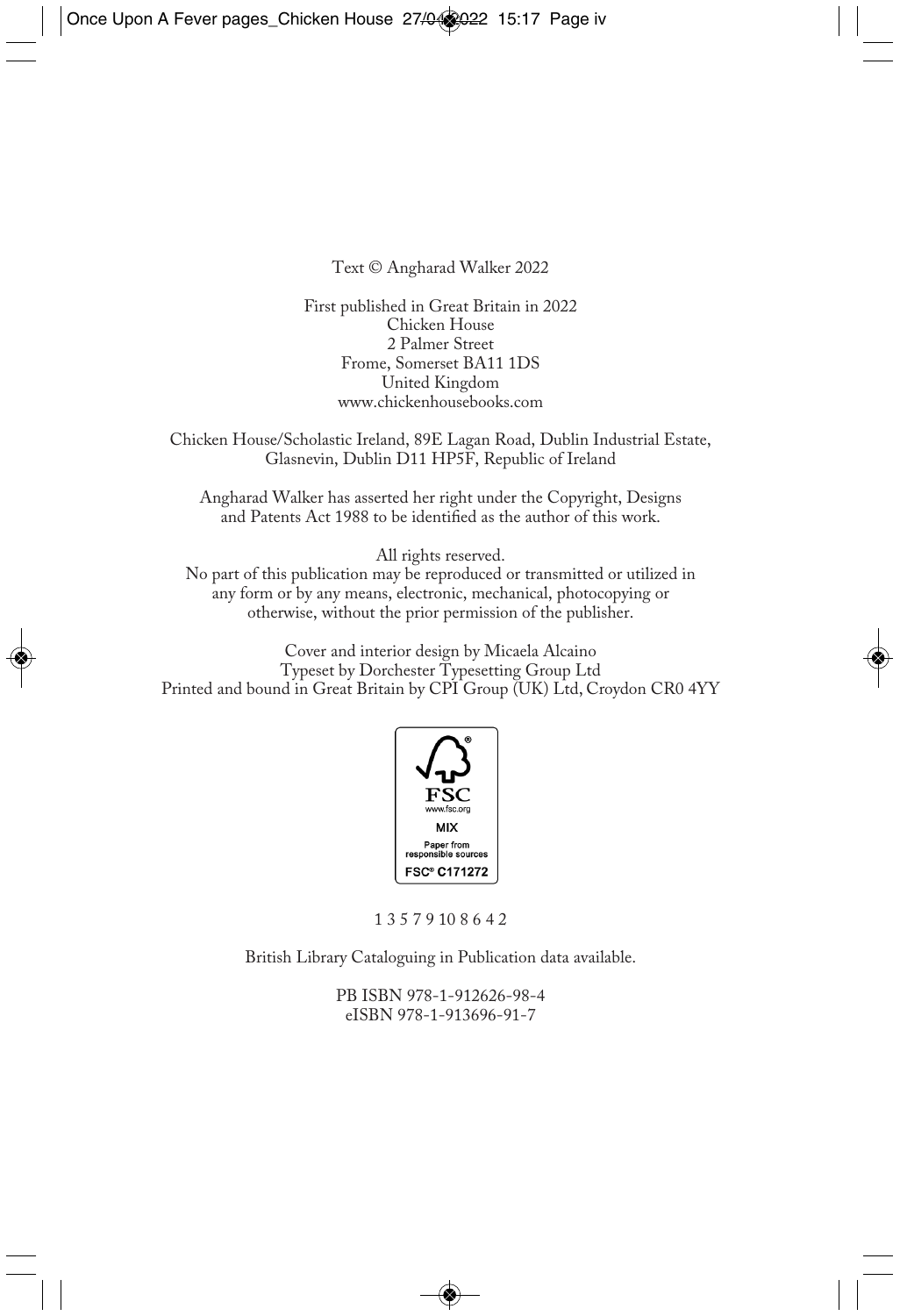Text © Angharad Walker 2022

First published in Great Britain in 2022
Chicken House
2 Palmer Street
Frome, Somerset BA11 1DS
United Kingdom
www.chickenhousebooks.com

Chicken House/Scholastic Ireland, 89E Lagan Road, Dublin Industrial Estate, Glasnevin, Dublin D11 HP5F, Republic of Ireland

Angharad Walker has asserted her right under the Copyright, Designs and Patents Act 1988 to be identified as the author of this work.

All rights reserved.
No part of this publication may be reproduced or transmitted or utilized in any form or by any means, electronic, mechanical, photocopying or otherwise, without the prior permission of the publisher.

Cover and interior design by Micaela Alcaino
Typeset by Dorchester Typesetting Group Ltd
Printed and bound in Great Britain by CPI Group (UK) Ltd, Croydon CR0 4YY

FSC
www.fsc.org
MIX
Paper from responsible sources
FSC® C171272

1 3 5 7 9 10 8 6 4 2

British Library Cataloguing in Publication data available.

PB ISBN 978-1-912626-98-4
eISBN 978-1-913696-91-7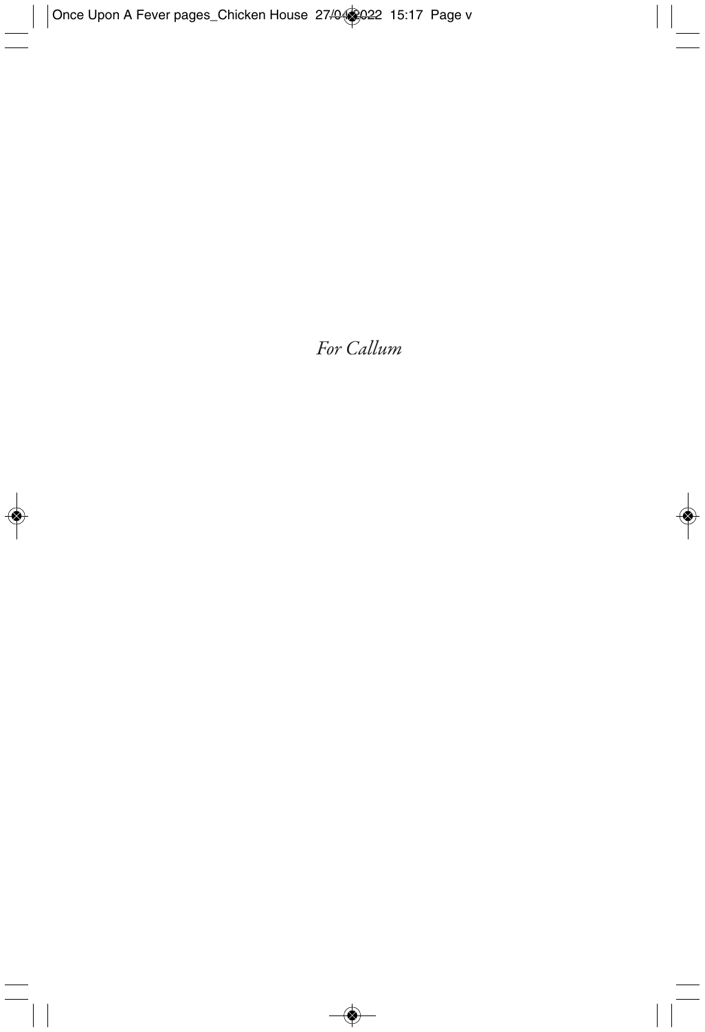*For Callum*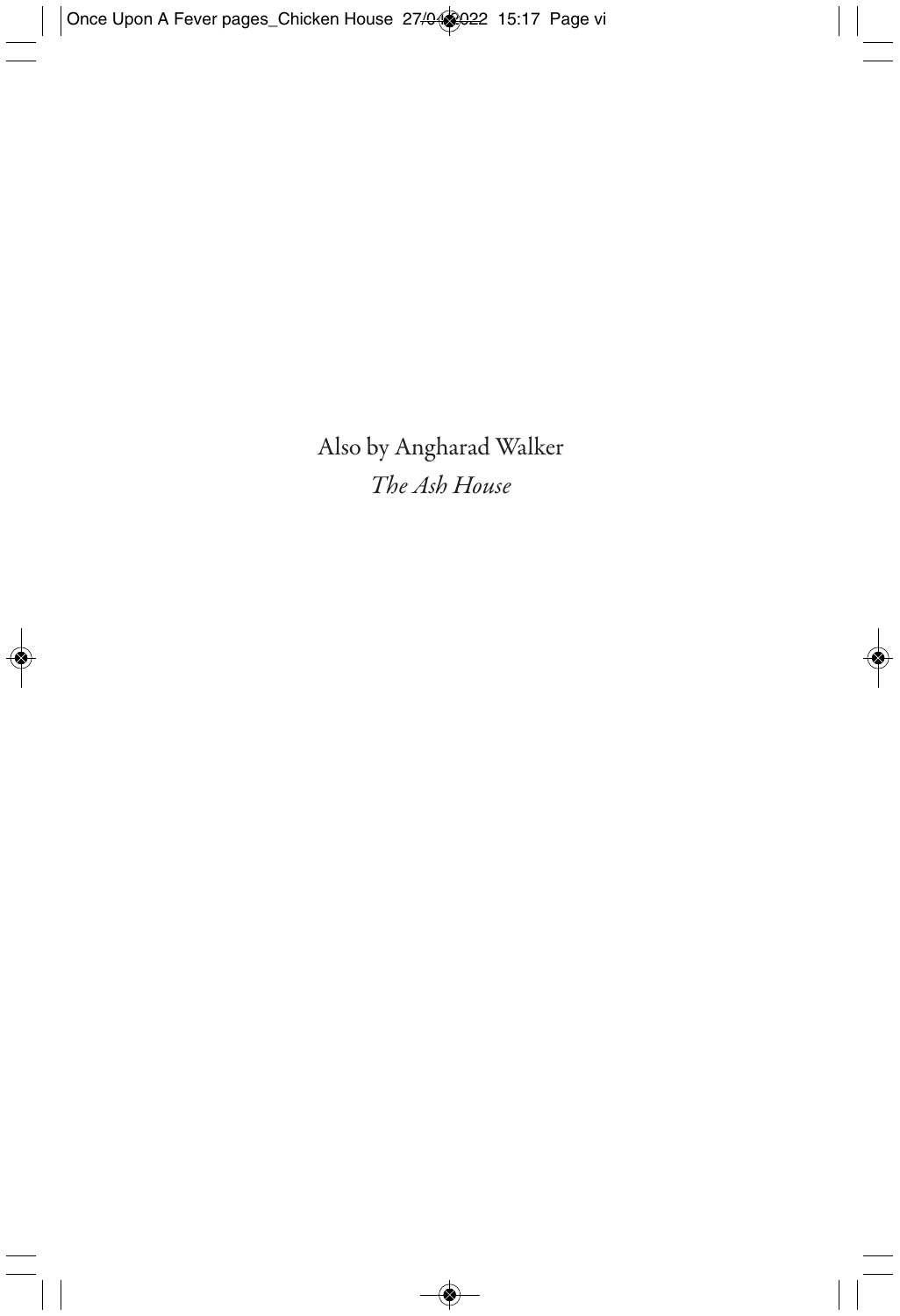Also by Angharad Walker

*The Ash House*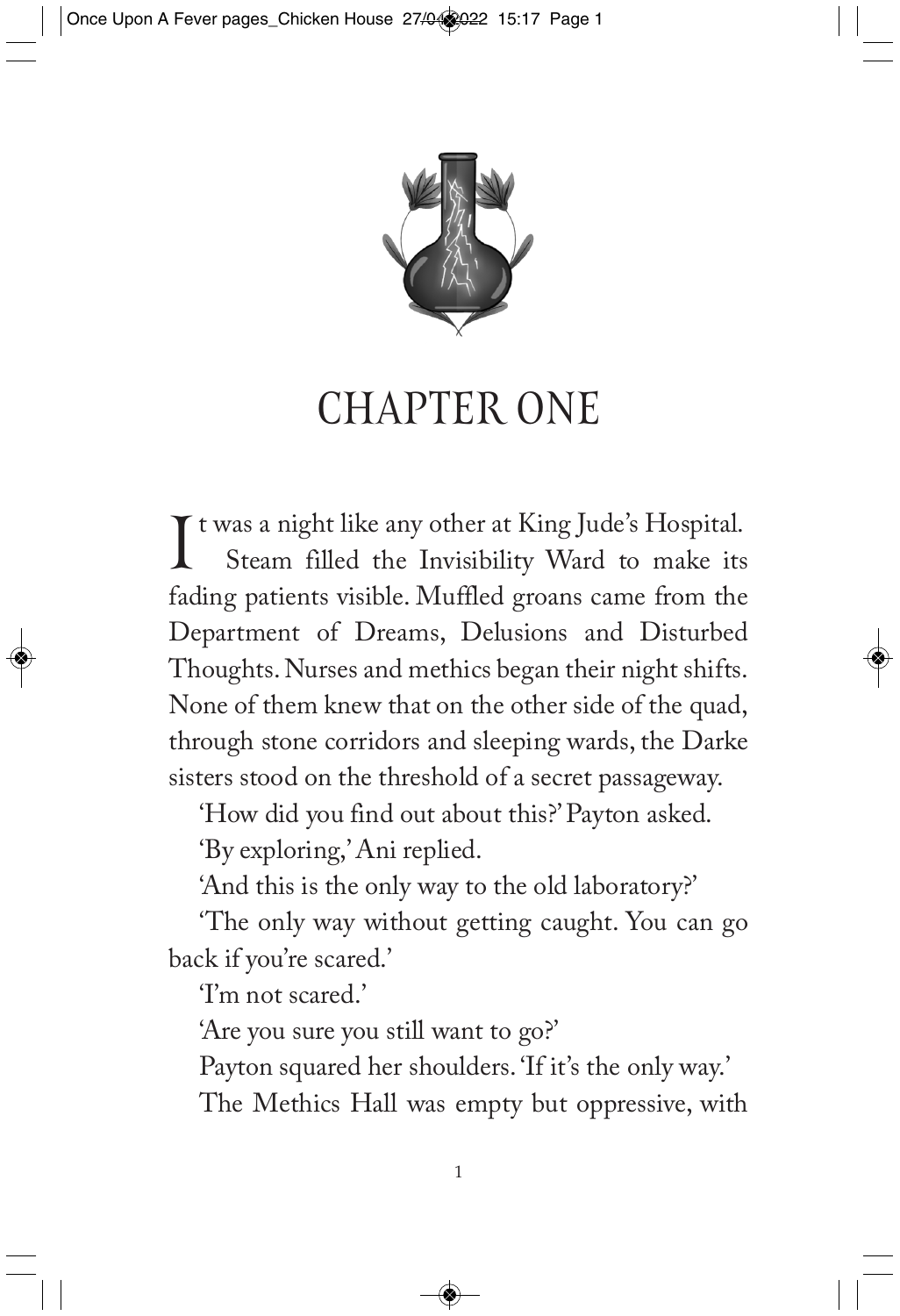# CHAPTER ONE

It was a night like any other at King Jude's Hospital. Steam filled the Invisibility Ward to make its fading patients visible. Muffled groans came from the Department of Dreams, Delusions and Disturbed Thoughts. Nurses and methics began their night shifts. None of them knew that on the other side of the quad, through stone corridors and sleeping wards, the Darke sisters stood on the threshold of a secret passageway.

'How did you find out about this?' Payton asked.

'By exploring,' Ani replied.

'And this is the only way to the old laboratory?'

'The only way without getting caught. You can go back if you're scared.'

'I'm not scared.'

'Are you sure you still want to go?'

Payton squared her shoulders. 'If it's the only way.'

The Methics Hall was empty but oppressive, with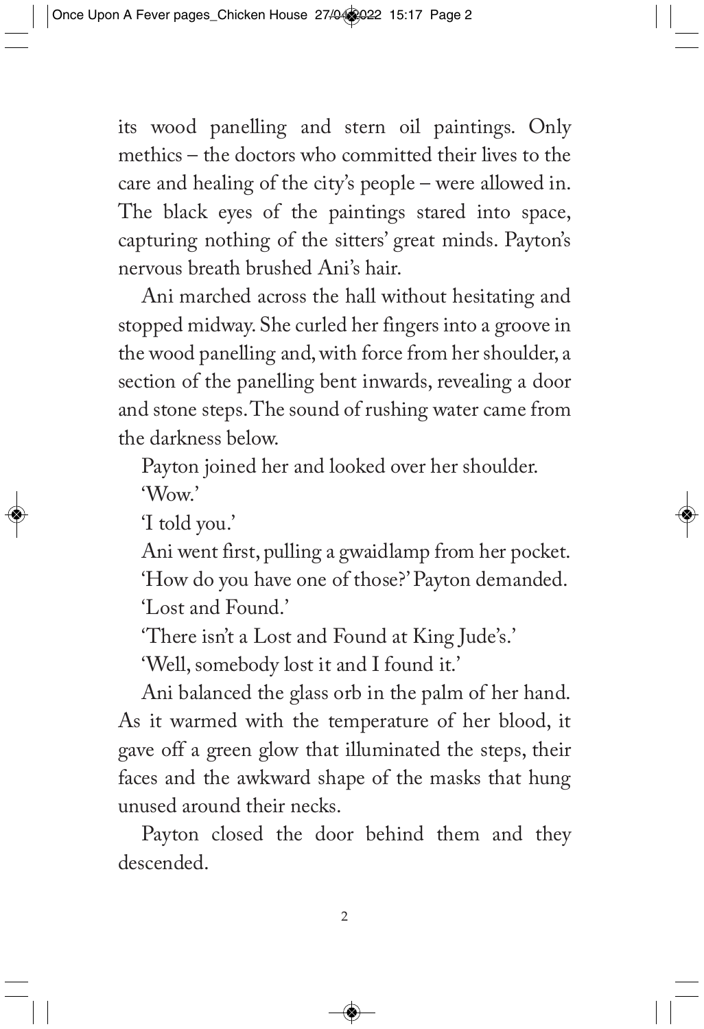its wood panelling and stern oil paintings. Only methics – the doctors who committed their lives to the care and healing of the city's people – were allowed in. The black eyes of the paintings stared into space, capturing nothing of the sitters' great minds. Payton's nervous breath brushed Ani's hair.

Ani marched across the hall without hesitating and stopped midway. She curled her fingers into a groove in the wood panelling and, with force from her shoulder, a section of the panelling bent inwards, revealing a door and stone steps. The sound of rushing water came from the darkness below.

Payton joined her and looked over her shoulder.

'Wow.'

'I told you.'

Ani went first, pulling a gwaidlamp from her pocket.

'How do you have one of those?' Payton demanded.

'Lost and Found.'

'There isn't a Lost and Found at King Jude's.'

'Well, somebody lost it and I found it.'

Ani balanced the glass orb in the palm of her hand. As it warmed with the temperature of her blood, it gave off a green glow that illuminated the steps, their faces and the awkward shape of the masks that hung unused around their necks.

Payton closed the door behind them and they descended.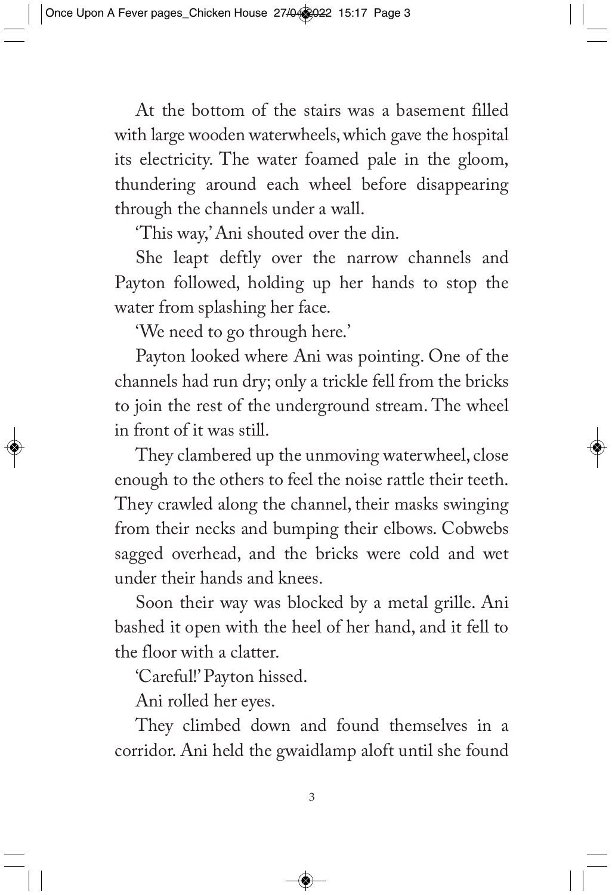At the bottom of the stairs was a basement filled with large wooden waterwheels, which gave the hospital its electricity. The water foamed pale in the gloom, thundering around each wheel before disappearing through the channels under a wall.

'This way,' Ani shouted over the din.

She leapt deftly over the narrow channels and Payton followed, holding up her hands to stop the water from splashing her face.

'We need to go through here.'

Payton looked where Ani was pointing. One of the channels had run dry; only a trickle fell from the bricks to join the rest of the underground stream. The wheel in front of it was still.

They clambered up the unmoving waterwheel, close enough to the others to feel the noise rattle their teeth. They crawled along the channel, their masks swinging from their necks and bumping their elbows. Cobwebs sagged overhead, and the bricks were cold and wet under their hands and knees.

Soon their way was blocked by a metal grille. Ani bashed it open with the heel of her hand, and it fell to the floor with a clatter.

'Careful!' Payton hissed.

Ani rolled her eyes.

They climbed down and found themselves in a corridor. Ani held the gwaidlamp aloft until she found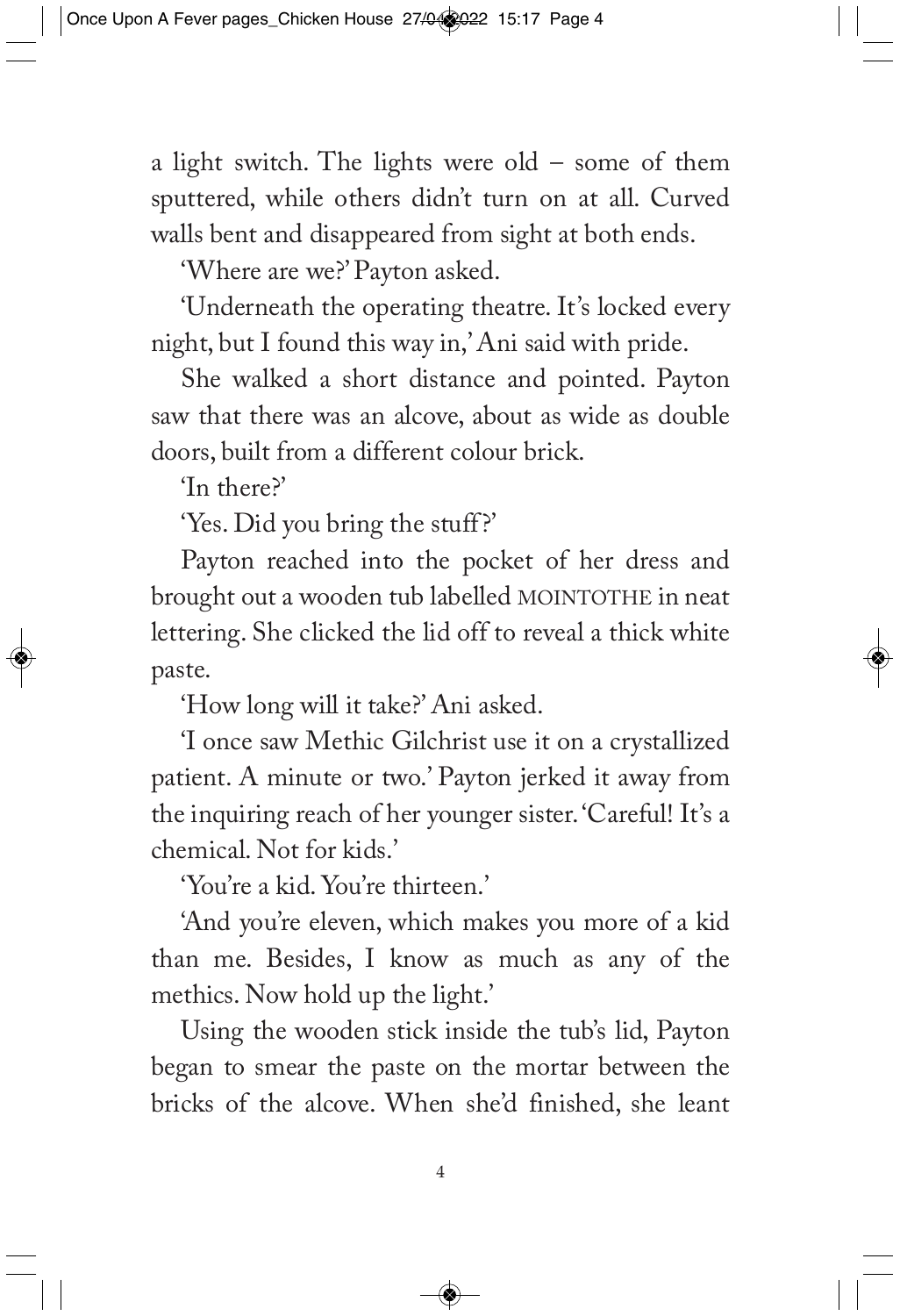a light switch. The lights were old – some of them sputtered, while others didn't turn on at all. Curved walls bent and disappeared from sight at both ends.

'Where are we?' Payton asked.

'Underneath the operating theatre. It's locked every night, but I found this way in,' Ani said with pride.

She walked a short distance and pointed. Payton saw that there was an alcove, about as wide as double doors, built from a different colour brick.

'In there?'

'Yes. Did you bring the stuff?'

Payton reached into the pocket of her dress and brought out a wooden tub labelled MOINTOTHE in neat lettering. She clicked the lid off to reveal a thick white paste.

'How long will it take?' Ani asked.

'I once saw Methic Gilchrist use it on a crystallized patient. A minute or two.' Payton jerked it away from the inquiring reach of her younger sister. 'Careful! It's a chemical. Not for kids.'

'You're a kid. You're thirteen.'

'And you're eleven, which makes you more of a kid than me. Besides, I know as much as any of the methics. Now hold up the light.'

Using the wooden stick inside the tub's lid, Payton began to smear the paste on the mortar between the bricks of the alcove. When she'd finished, she leant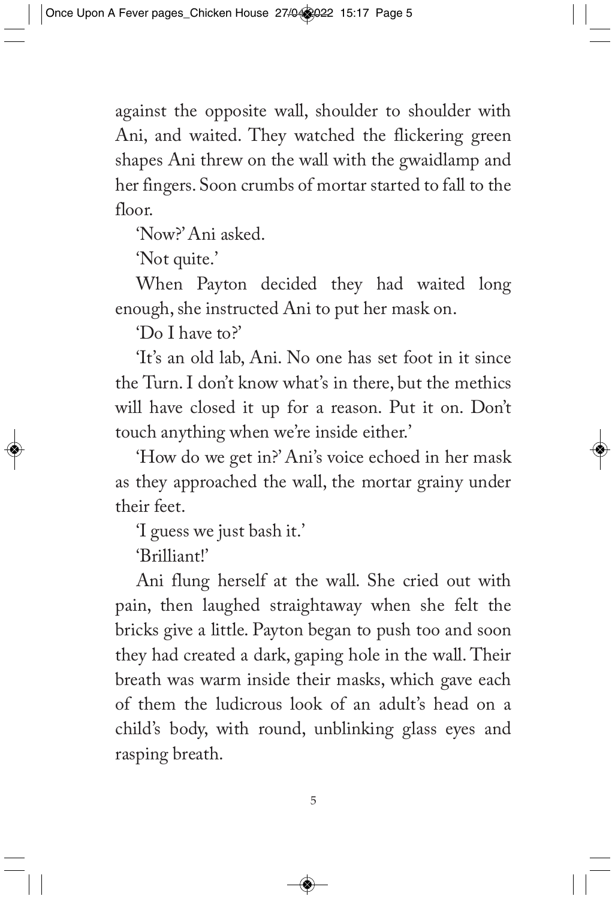against the opposite wall, shoulder to shoulder with Ani, and waited. They watched the flickering green shapes Ani threw on the wall with the gwaidlamp and her fingers. Soon crumbs of mortar started to fall to the floor.

'Now?' Ani asked.

'Not quite.'

When Payton decided they had waited long enough, she instructed Ani to put her mask on.

'Do I have to?'

'It's an old lab, Ani. No one has set foot in it since the Turn. I don't know what's in there, but the methics will have closed it up for a reason. Put it on. Don't touch anything when we're inside either.'

'How do we get in?' Ani's voice echoed in her mask as they approached the wall, the mortar grainy under their feet.

'I guess we just bash it.'

'Brilliant!'

Ani flung herself at the wall. She cried out with pain, then laughed straightaway when she felt the bricks give a little. Payton began to push too and soon they had created a dark, gaping hole in the wall. Their breath was warm inside their masks, which gave each of them the ludicrous look of an adult's head on a child's body, with round, unblinking glass eyes and rasping breath.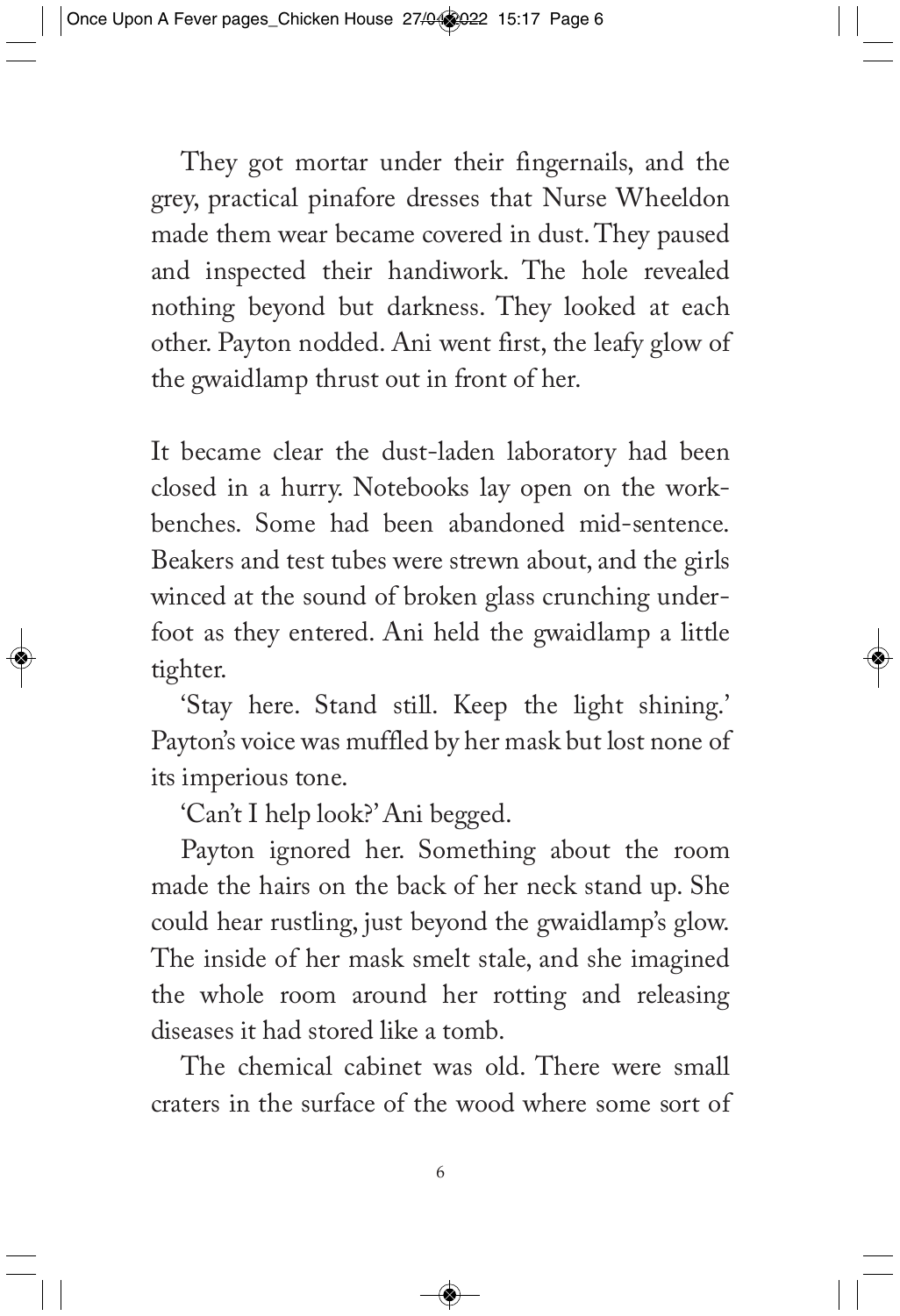They got mortar under their fingernails, and the grey, practical pinafore dresses that Nurse Wheeldon made them wear became covered in dust. They paused and inspected their handiwork. The hole revealed nothing beyond but darkness. They looked at each other. Payton nodded. Ani went first, the leafy glow of the gwaidlamp thrust out in front of her.

It became clear the dust-laden laboratory had been closed in a hurry. Notebooks lay open on the workbenches. Some had been abandoned mid-sentence. Beakers and test tubes were strewn about, and the girls winced at the sound of broken glass crunching underfoot as they entered. Ani held the gwaidlamp a little tighter.

'Stay here. Stand still. Keep the light shining.' Payton's voice was muffled by her mask but lost none of its imperious tone.

'Can't I help look?' Ani begged.

Payton ignored her. Something about the room made the hairs on the back of her neck stand up. She could hear rustling, just beyond the gwaidlamp's glow. The inside of her mask smelt stale, and she imagined the whole room around her rotting and releasing diseases it had stored like a tomb.

The chemical cabinet was old. There were small craters in the surface of the wood where some sort of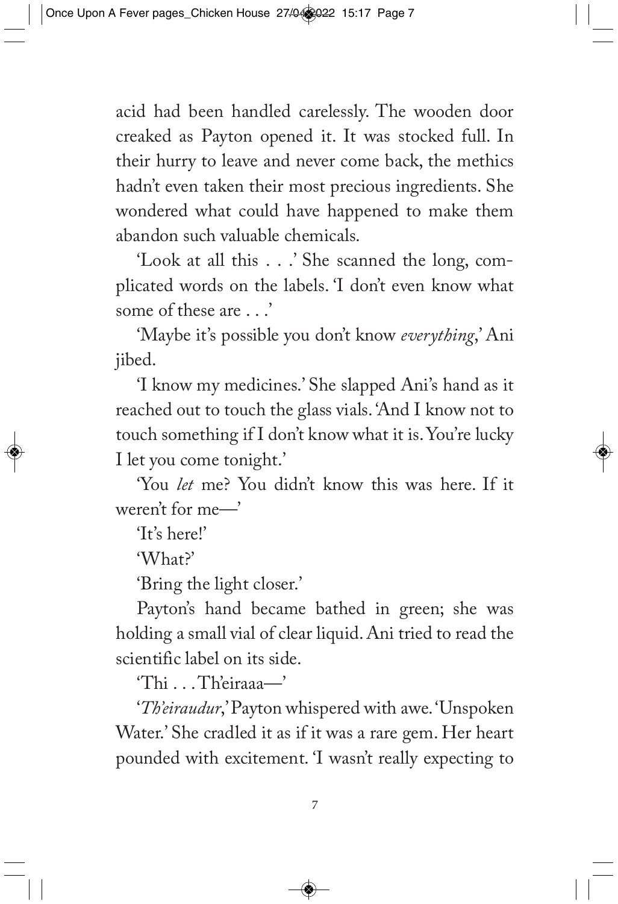acid had been handled carelessly. The wooden door creaked as Payton opened it. It was stocked full. In their hurry to leave and never come back, the methics hadn't even taken their most precious ingredients. She wondered what could have happened to make them abandon such valuable chemicals.

'Look at all this . . .' She scanned the long, complicated words on the labels. 'I don't even know what some of these are . . .'

'Maybe it's possible you don't know *everything*,' Ani jibed.

'I know my medicines.' She slapped Ani's hand as it reached out to touch the glass vials. 'And I know not to touch something if I don't know what it is. You're lucky I let you come tonight.'

'You *let* me? You didn't know this was here. If it weren't for me—'

'It's here!'

'What?'

'Bring the light closer.'

Payton's hand became bathed in green; she was holding a small vial of clear liquid. Ani tried to read the scientific label on its side.

'Thi . . . Th'eiraaa—'

'*Th'eiraudur*,' Payton whispered with awe. 'Unspoken Water.' She cradled it as if it was a rare gem. Her heart pounded with excitement. 'I wasn't really expecting to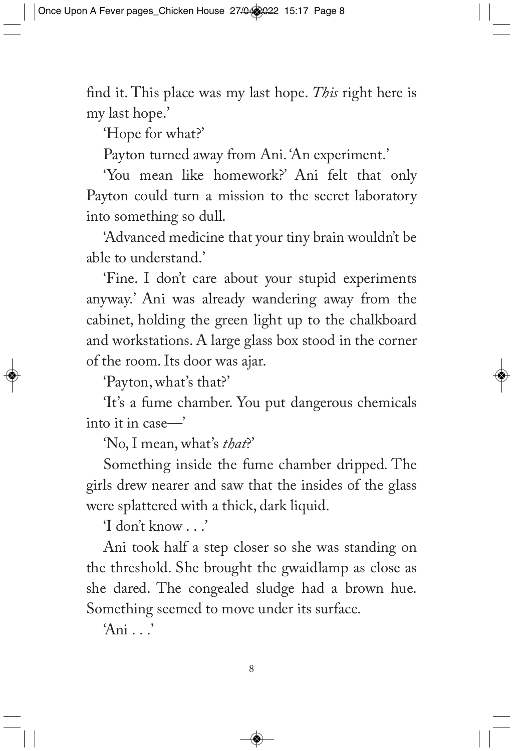find it. This place was my last hope. *This* right here is my last hope.'

'Hope for what?'

Payton turned away from Ani. 'An experiment.'

'You mean like homework?' Ani felt that only Payton could turn a mission to the secret laboratory into something so dull.

'Advanced medicine that your tiny brain wouldn't be able to understand.'

'Fine. I don't care about your stupid experiments anyway.' Ani was already wandering away from the cabinet, holding the green light up to the chalkboard and workstations. A large glass box stood in the corner of the room. Its door was ajar.

'Payton, what's that?'

'It's a fume chamber. You put dangerous chemicals into it in case—'

'No, I mean, what's *that*?'

Something inside the fume chamber dripped. The girls drew nearer and saw that the insides of the glass were splattered with a thick, dark liquid.

'I don't know . . .'

Ani took half a step closer so she was standing on the threshold. She brought the gwaidlamp as close as she dared. The congealed sludge had a brown hue. Something seemed to move under its surface.

'Ani . . .'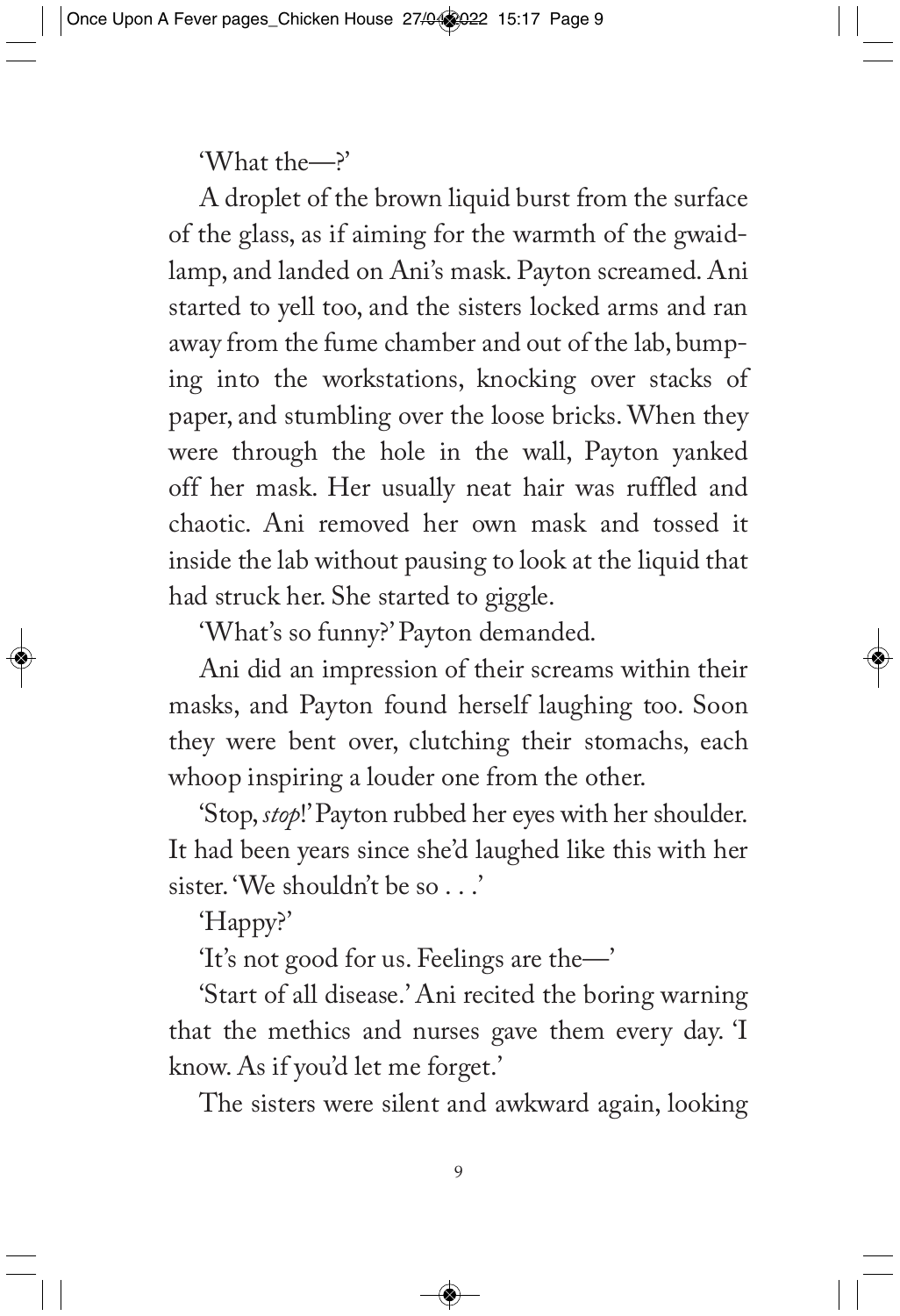'What the—?'

A droplet of the brown liquid burst from the surface of the glass, as if aiming for the warmth of the gwaid-lamp, and landed on Ani's mask. Payton screamed. Ani started to yell too, and the sisters locked arms and ran away from the fume chamber and out of the lab, bumping into the workstations, knocking over stacks of paper, and stumbling over the loose bricks. When they were through the hole in the wall, Payton yanked off her mask. Her usually neat hair was ruffled and chaotic. Ani removed her own mask and tossed it inside the lab without pausing to look at the liquid that had struck her. She started to giggle.

'What's so funny?' Payton demanded.

Ani did an impression of their screams within their masks, and Payton found herself laughing too. Soon they were bent over, clutching their stomachs, each whoop inspiring a louder one from the other.

'Stop, *stop*!' Payton rubbed her eyes with her shoulder. It had been years since she'd laughed like this with her sister. 'We shouldn't be so . . .'

'Happy?'

'It's not good for us. Feelings are the—'

'Start of all disease.' Ani recited the boring warning that the methics and nurses gave them every day. 'I know. As if you'd let me forget.'

The sisters were silent and awkward again, looking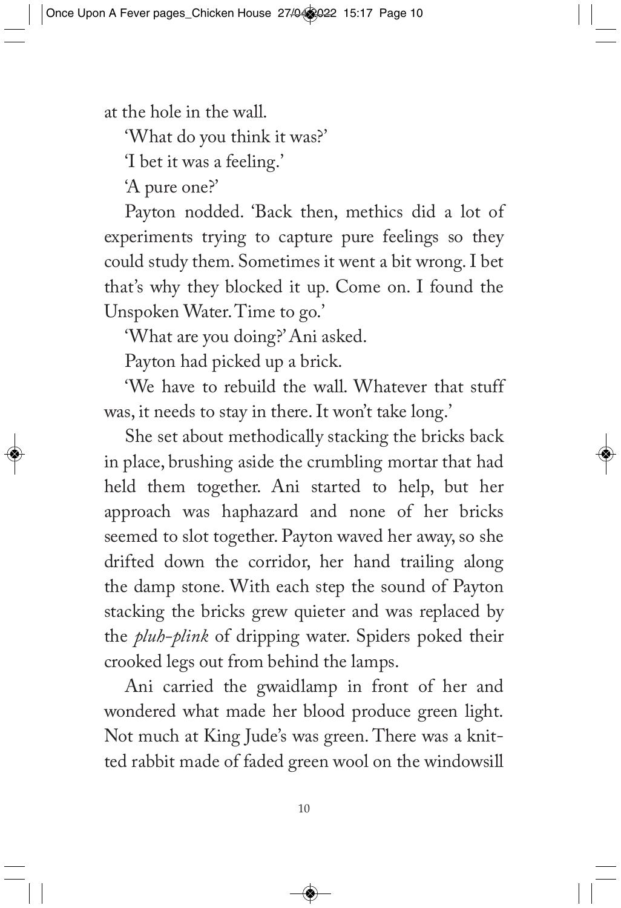at the hole in the wall.

'What do you think it was?'

'I bet it was a feeling.'

'A pure one?'

Payton nodded. 'Back then, methics did a lot of experiments trying to capture pure feelings so they could study them. Sometimes it went a bit wrong. I bet that's why they blocked it up. Come on. I found the Unspoken Water. Time to go.'

'What are you doing?' Ani asked.

Payton had picked up a brick.

'We have to rebuild the wall. Whatever that stuff was, it needs to stay in there. It won't take long.'

She set about methodically stacking the bricks back in place, brushing aside the crumbling mortar that had held them together. Ani started to help, but her approach was haphazard and none of her bricks seemed to slot together. Payton waved her away, so she drifted down the corridor, her hand trailing along the damp stone. With each step the sound of Payton stacking the bricks grew quieter and was replaced by the *pluh-plink* of dripping water. Spiders poked their crooked legs out from behind the lamps.

Ani carried the gwaidlamp in front of her and wondered what made her blood produce green light. Not much at King Jude's was green. There was a knitted rabbit made of faded green wool on the windowsill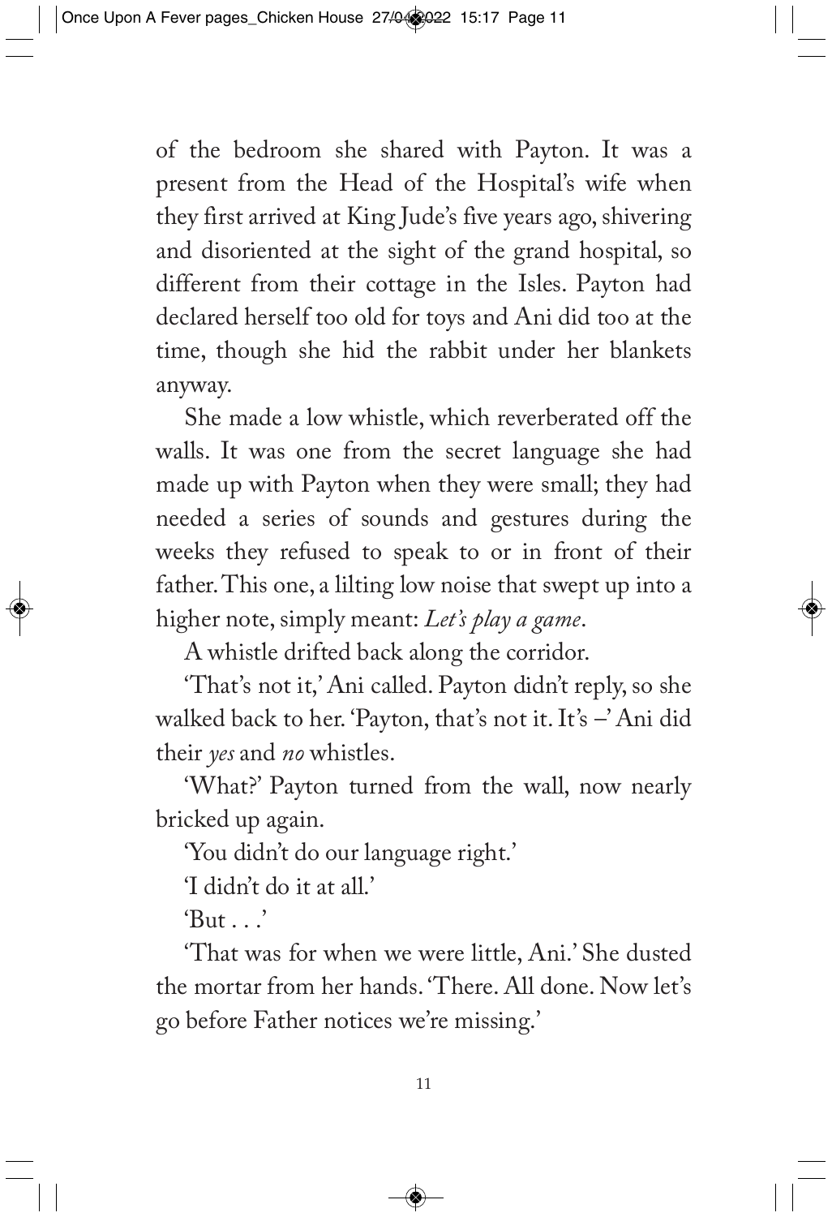of the bedroom she shared with Payton. It was a present from the Head of the Hospital's wife when they first arrived at King Jude's five years ago, shivering and disoriented at the sight of the grand hospital, so different from their cottage in the Isles. Payton had declared herself too old for toys and Ani did too at the time, though she hid the rabbit under her blankets anyway.

She made a low whistle, which reverberated off the walls. It was one from the secret language she had made up with Payton when they were small; they had needed a series of sounds and gestures during the weeks they refused to speak to or in front of their father. This one, a lilting low noise that swept up into a higher note, simply meant: *Let's play a game*.

A whistle drifted back along the corridor.

'That's not it,' Ani called. Payton didn't reply, so she walked back to her. 'Payton, that's not it. It's –' Ani did their *yes* and *no* whistles.

'What?' Payton turned from the wall, now nearly bricked up again.

'You didn't do our language right.'

'I didn't do it at all.'

'But . . .'

'That was for when we were little, Ani.' She dusted the mortar from her hands. 'There. All done. Now let's go before Father notices we're missing.'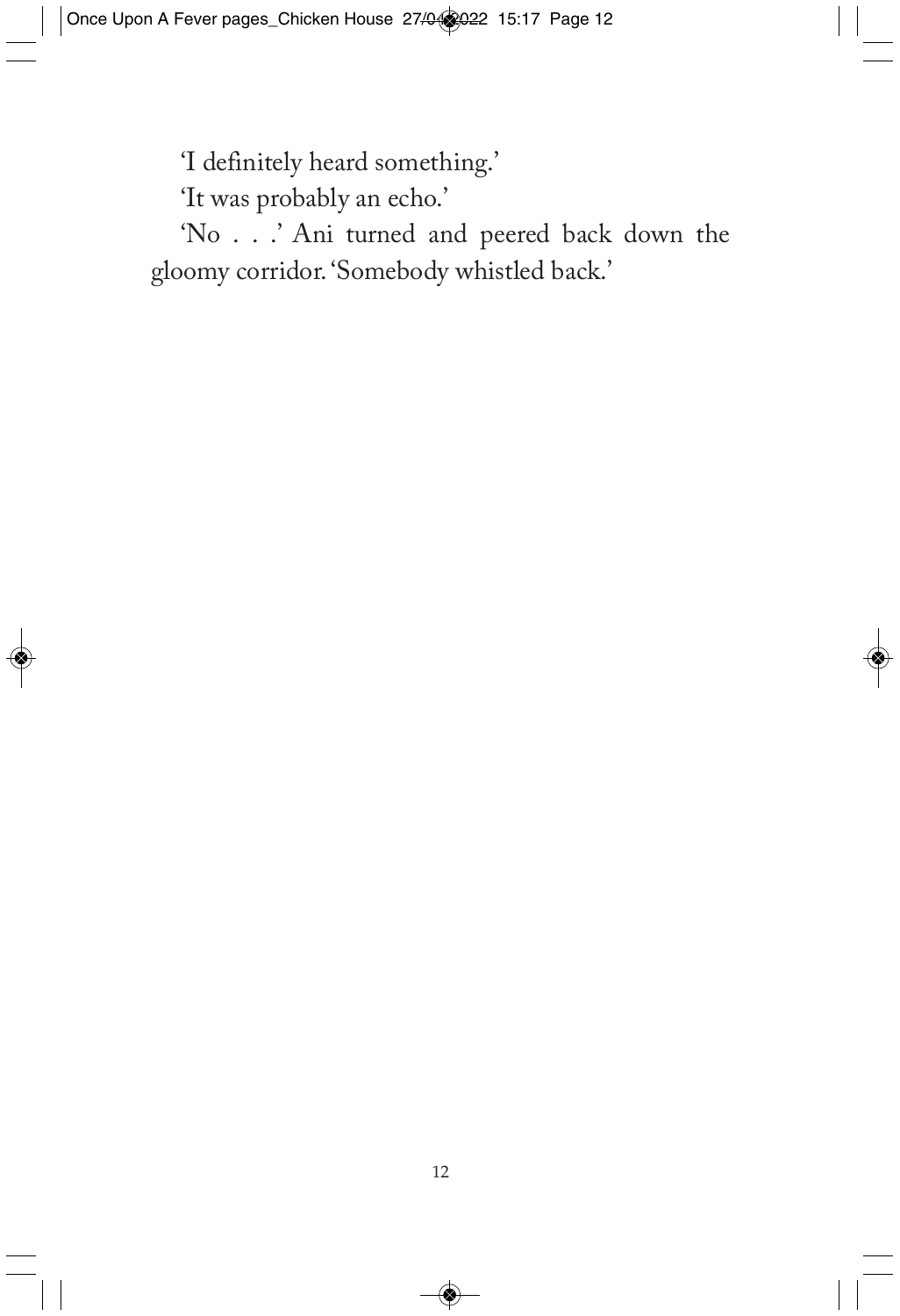'I definitely heard something.'

'It was probably an echo.'

'No . . .' Ani turned and peered back down the gloomy corridor. 'Somebody whistled back.'